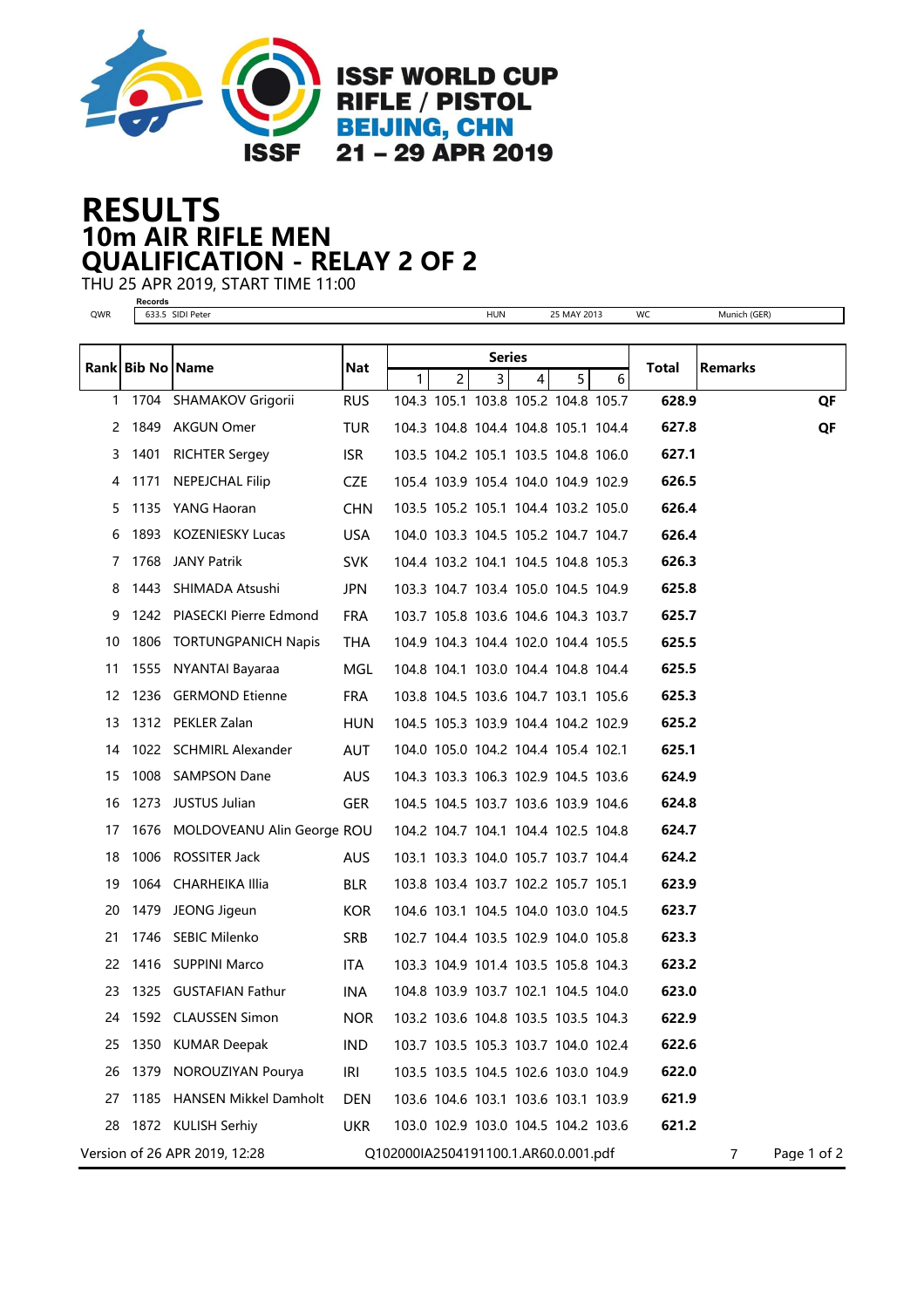ISSF WORLD CUP
RIFLE / PISTOL
BEIJING, CHN
21 – 29 APR 2019

# RESULTS
## 10m AIR RIFLE MEN
## QUALIFICATION - RELAY 2 OF 2

THU 25 APR 2019, START TIME 11:00

| | Records | | | | |
|---|---|---|---|---|---|
| QWR | 633.5 SIDI Peter | HUN | 25 MAY 2013 | WC | Munich (GER) |

| Rank | Bib No | Name | Nat | Series 1 | 2 | 3 | 4 | 5 | 6 | Total | Remarks |
|---|---|---|---|---|---|---|---|---|---|---|---|
| 1 | 1704 | SHAMAKOV Grigorii | RUS | 104.3 | 105.1 | 103.8 | 105.2 | 104.8 | 105.7 | **628.9** | **QF** |
| 2 | 1849 | AKGUN Omer | TUR | 104.3 | 104.8 | 104.4 | 104.8 | 105.1 | 104.4 | **627.8** | **QF** |
| 3 | 1401 | RICHTER Sergey | ISR | 103.5 | 104.2 | 105.1 | 103.5 | 104.8 | 106.0 | **627.1** | |
| 4 | 1171 | NEPEJCHAL Filip | CZE | 105.4 | 103.9 | 105.4 | 104.0 | 104.9 | 102.9 | **626.5** | |
| 5 | 1135 | YANG Haoran | CHN | 103.5 | 105.2 | 105.1 | 104.4 | 103.2 | 105.0 | **626.4** | |
| 6 | 1893 | KOZENIESKY Lucas | USA | 104.0 | 103.3 | 104.5 | 105.2 | 104.7 | 104.7 | **626.4** | |
| 7 | 1768 | JANY Patrik | SVK | 104.4 | 103.2 | 104.1 | 104.5 | 104.8 | 105.3 | **626.3** | |
| 8 | 1443 | SHIMADA Atsushi | JPN | 103.3 | 104.7 | 103.4 | 105.0 | 104.5 | 104.9 | **625.8** | |
| 9 | 1242 | PIASECKI Pierre Edmond | FRA | 103.7 | 105.8 | 103.6 | 104.6 | 104.3 | 103.7 | **625.7** | |
| 10 | 1806 | TORTUNGPANICH Napis | THA | 104.9 | 104.3 | 104.4 | 102.0 | 104.4 | 105.5 | **625.5** | |
| 11 | 1555 | NYANTAI Bayaraa | MGL | 104.8 | 104.1 | 103.0 | 104.4 | 104.8 | 104.4 | **625.5** | |
| 12 | 1236 | GERMOND Etienne | FRA | 103.8 | 104.5 | 103.6 | 104.7 | 103.1 | 105.6 | **625.3** | |
| 13 | 1312 | PEKLER Zalan | HUN | 104.5 | 105.3 | 103.9 | 104.4 | 104.2 | 102.9 | **625.2** | |
| 14 | 1022 | SCHMIRL Alexander | AUT | 104.0 | 105.0 | 104.2 | 104.4 | 105.4 | 102.1 | **625.1** | |
| 15 | 1008 | SAMPSON Dane | AUS | 104.3 | 103.3 | 106.3 | 102.9 | 104.5 | 103.6 | **624.9** | |
| 16 | 1273 | JUSTUS Julian | GER | 104.5 | 104.5 | 103.7 | 103.6 | 103.9 | 104.6 | **624.8** | |
| 17 | 1676 | MOLDOVEANU Alin George | ROU | 104.2 | 104.7 | 104.1 | 104.4 | 102.5 | 104.8 | **624.7** | |
| 18 | 1006 | ROSSITER Jack | AUS | 103.1 | 103.3 | 104.0 | 105.7 | 103.7 | 104.4 | **624.2** | |
| 19 | 1064 | CHARHEIKA Illia | BLR | 103.8 | 103.4 | 103.7 | 102.2 | 105.7 | 105.1 | **623.9** | |
| 20 | 1479 | JEONG Jigeun | KOR | 104.6 | 103.1 | 104.5 | 104.0 | 103.0 | 104.5 | **623.7** | |
| 21 | 1746 | SEBIC Milenko | SRB | 102.7 | 104.4 | 103.5 | 102.9 | 104.0 | 105.8 | **623.3** | |
| 22 | 1416 | SUPPINI Marco | ITA | 103.3 | 104.9 | 101.4 | 103.5 | 105.8 | 104.3 | **623.2** | |
| 23 | 1325 | GUSTAFIAN Fathur | INA | 104.8 | 103.9 | 103.7 | 102.1 | 104.5 | 104.0 | **623.0** | |
| 24 | 1592 | CLAUSSEN Simon | NOR | 103.2 | 103.6 | 104.8 | 103.5 | 103.5 | 104.3 | **622.9** | |
| 25 | 1350 | KUMAR Deepak | IND | 103.7 | 103.5 | 105.3 | 103.7 | 104.0 | 102.4 | **622.6** | |
| 26 | 1379 | NOROUZIYAN Pourya | IRI | 103.5 | 103.5 | 104.5 | 102.6 | 103.0 | 104.9 | **622.0** | |
| 27 | 1185 | HANSEN Mikkel Damholt | DEN | 103.6 | 104.6 | 103.1 | 103.6 | 103.1 | 103.9 | **621.9** | |
| 28 | 1872 | KULISH Serhiy | UKR | 103.0 | 102.9 | 103.0 | 104.5 | 104.2 | 103.6 | **621.2** | |

Version of 26 APR 2019, 12:28 Q102000IA2504191100.1.AR60.0.001.pdf 7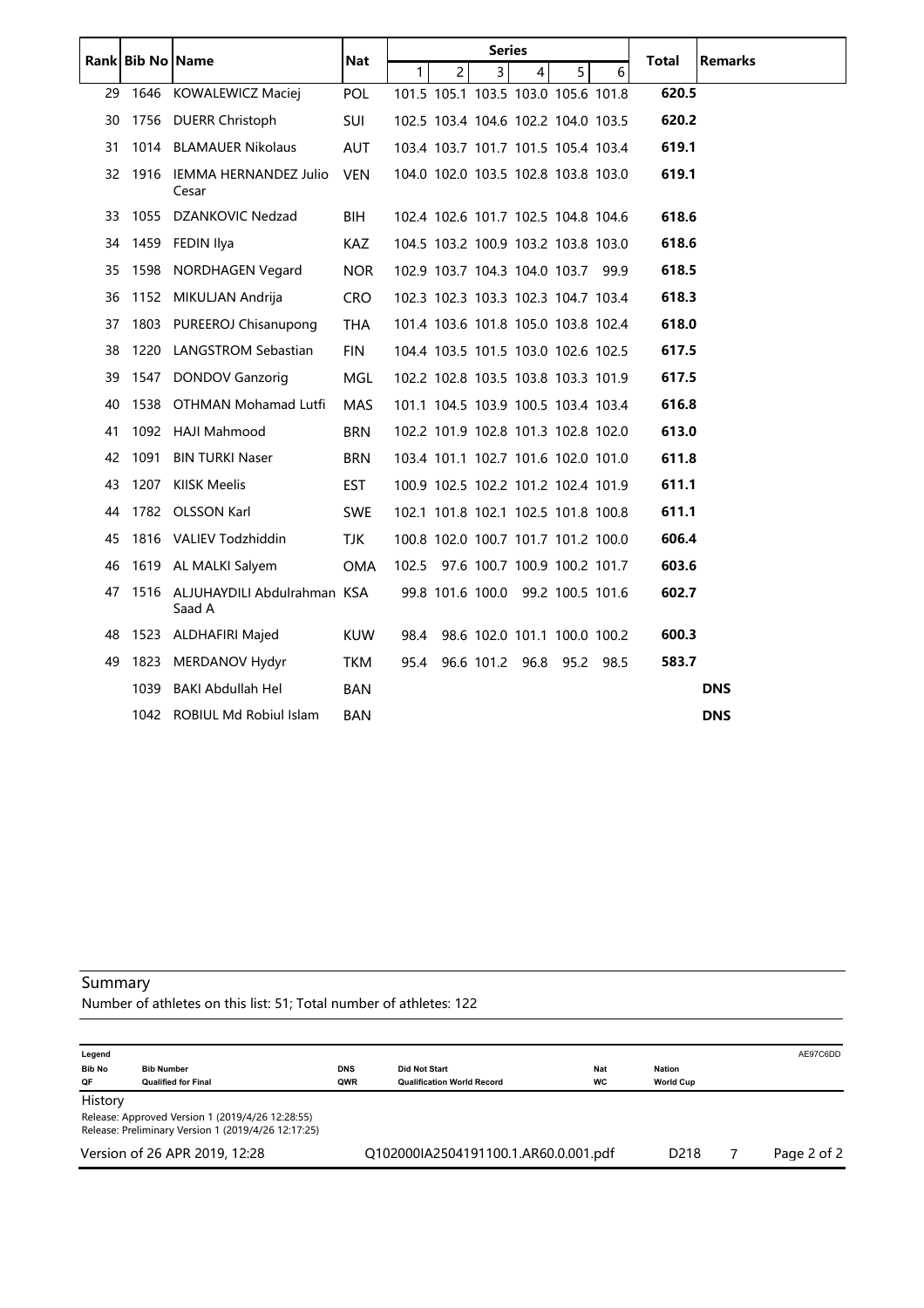| Rank | Bib No | Name | Nat | Series | | | | | | Total | Remarks |
|---|---|---|---|---|---|---|---|---|---|---|---|
| | | | | 1 | 2 | 3 | 4 | 5 | 6 | | |
| 29 | 1646 | KOWALEWICZ Maciej | POL | 101.5 | 105.1 | 103.5 | 103.0 | 105.6 | 101.8 | **620.5** | |
| 30 | 1756 | DUERR Christoph | SUI | 102.5 | 103.4 | 104.6 | 102.2 | 104.0 | 103.5 | **620.2** | |
| 31 | 1014 | BLAMAUER Nikolaus | AUT | 103.4 | 103.7 | 101.7 | 101.5 | 105.4 | 103.4 | **619.1** | |
| 32 | 1916 | IEMMA HERNANDEZ Julio Cesar | VEN | 104.0 | 102.0 | 103.5 | 102.8 | 103.8 | 103.0 | **619.1** | |
| 33 | 1055 | DZANKOVIC Nedzad | BIH | 102.4 | 102.6 | 101.7 | 102.5 | 104.8 | 104.6 | **618.6** | |
| 34 | 1459 | FEDIN Ilya | KAZ | 104.5 | 103.2 | 100.9 | 103.2 | 103.8 | 103.0 | **618.6** | |
| 35 | 1598 | NORDHAGEN Vegard | NOR | 102.9 | 103.7 | 104.3 | 104.0 | 103.7 | 99.9 | **618.5** | |
| 36 | 1152 | MIKULJAN Andrija | CRO | 102.3 | 102.3 | 103.3 | 102.3 | 104.7 | 103.4 | **618.3** | |
| 37 | 1803 | PUREEROJ Chisanupong | THA | 101.4 | 103.6 | 101.8 | 105.0 | 103.8 | 102.4 | **618.0** | |
| 38 | 1220 | LANGSTROM Sebastian | FIN | 104.4 | 103.5 | 101.5 | 103.0 | 102.6 | 102.5 | **617.5** | |
| 39 | 1547 | DONDOV Ganzorig | MGL | 102.2 | 102.8 | 103.5 | 103.8 | 103.3 | 101.9 | **617.5** | |
| 40 | 1538 | OTHMAN Mohamad Lutfi | MAS | 101.1 | 104.5 | 103.9 | 100.5 | 103.4 | 103.4 | **616.8** | |
| 41 | 1092 | HAJI Mahmood | BRN | 102.2 | 101.9 | 102.8 | 101.3 | 102.8 | 102.0 | **613.0** | |
| 42 | 1091 | BIN TURKI Naser | BRN | 103.4 | 101.1 | 102.7 | 101.6 | 102.0 | 101.0 | **611.8** | |
| 43 | 1207 | KIISK Meelis | EST | 100.9 | 102.5 | 102.2 | 101.2 | 102.4 | 101.9 | **611.1** | |
| 44 | 1782 | OLSSON Karl | SWE | 102.1 | 101.8 | 102.1 | 102.5 | 101.8 | 100.8 | **611.1** | |
| 45 | 1816 | VALIEV Todzhiddin | TJK | 100.8 | 102.0 | 100.7 | 101.7 | 101.2 | 100.0 | **606.4** | |
| 46 | 1619 | AL MALKI Salyem | OMA | 102.5 | 97.6 | 100.7 | 100.9 | 100.2 | 101.7 | **603.6** | |
| 47 | 1516 | ALJUHAYDILI Abdulrahman Saad A | KSA | 99.8 | 101.6 | 100.0 | 99.2 | 100.5 | 101.6 | **602.7** | |
| 48 | 1523 | ALDHAFIRI Majed | KUW | 98.4 | 98.6 | 102.0 | 101.1 | 100.0 | 100.2 | **600.3** | |
| 49 | 1823 | MERDANOV Hydyr | TKM | 95.4 | 96.6 | 101.2 | 96.8 | 95.2 | 98.5 | **583.7** | |
| | 1039 | BAKI Abdullah Hel | BAN | | | | | | | | **DNS** |
| | 1042 | ROBIUL Md Robiul Islam | BAN | | | | | | | | **DNS** |

## Summary

Number of athletes on this list: 51; Total number of athletes: 122

**Legend**

| | | | | | |
|---|---|---|---|---|---|
| **Bib No** | **Bib Number** | **DNS** | **Did Not Start** | **Nat** | **Nation** |
| **QF** | **Qualified for Final** | **QWR** | **Qualification World Record** | **WC** | **World Cup** |

AE97C6DD

**History**

Release: Approved Version 1 (2019/4/26 12:28:55)
Release: Preliminary Version 1 (2019/4/26 12:17:25)

Version of 26 APR 2019, 12:28 — Q102000IA2504191100.1.AR60.0.001.pdf — D218 — 7